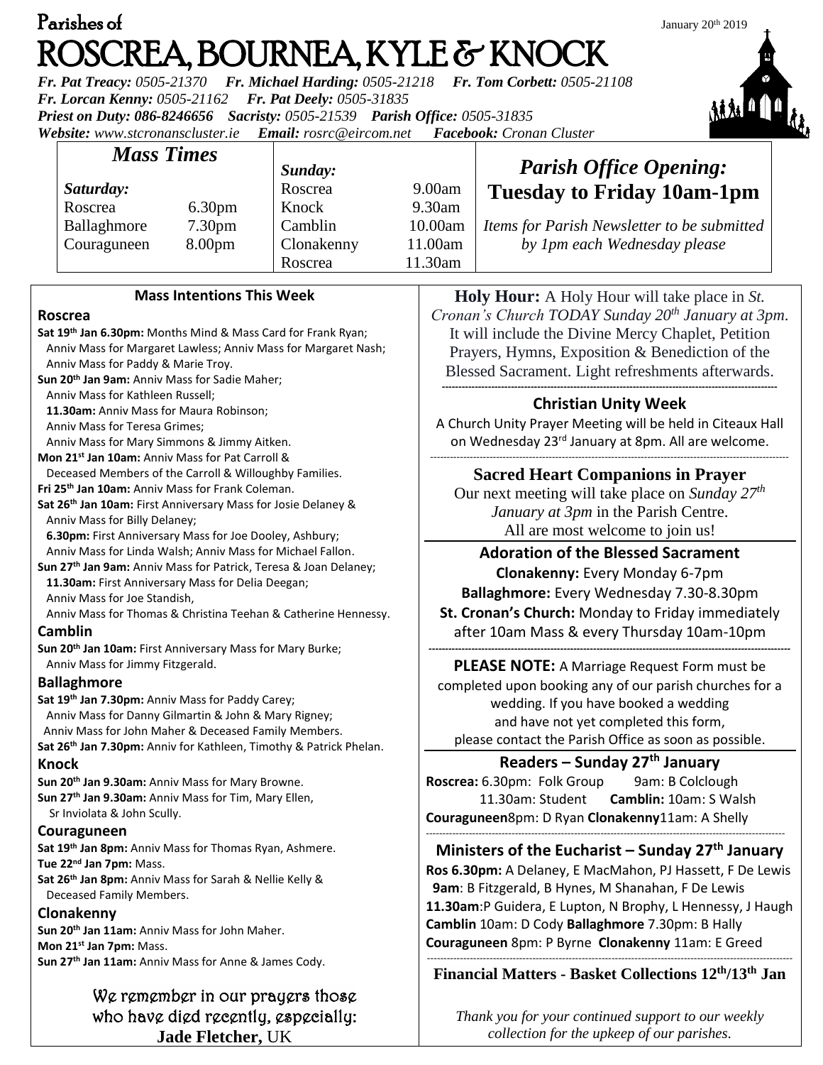Parishes of

# ROSCREA, BOURNEA, KYLE & KNOCK

January 20th 2019

*Fr. Pat Treacy:* *0505-21370* *Fr. Michael Harding:* *0505-21218* *Fr. Tom Corbett:* *0505-21108*
*Fr. Lorcan Kenny:* *0505-21162* *Fr. Pat Deely:* *0505-31835*
*Priest on Duty:* *086-8246656* *Sacristy:* *0505-21539* *Parish Office:* *0505-31835*
*Website:* *www.stcronanscluster.ie* *Email:* *rosrc@eircom.net* *Facebook:* *Cronan Cluster*

## Mass Times

| *Saturday:* | | *Sunday:* | |
|---|---|---|---|
| Roscrea | 6.30pm | Roscrea | 9.00am |
| Ballaghmore | 7.30pm | Knock | 9.30am |
| Couraguneen | 8.00pm | Camblin | 10.00am |
| | | Clonakenny | 11.00am |
| | | Roscrea | 11.30am |

## *Parish Office Opening:*

**Tuesday to Friday 10am-1pm**

*Items for Parish Newsletter to be submitted by 1pm each Wednesday please*

## Mass Intentions This Week

### Roscrea

**Sat 19th Jan 6.30pm:** Months Mind & Mass Card for Frank Ryan; Anniv Mass for Margaret Lawless; Anniv Mass for Margaret Nash; Anniv Mass for Paddy & Marie Troy.
**Sun 20th Jan 9am:** Anniv Mass for Sadie Maher; Anniv Mass for Kathleen Russell;
**11.30am:** Anniv Mass for Maura Robinson; Anniv Mass for Teresa Grimes; Anniv Mass for Mary Simmons & Jimmy Aitken.
**Mon 21st Jan 10am:** Anniv Mass for Pat Carroll & Deceased Members of the Carroll & Willoughby Families.
**Fri 25th Jan 10am:** Anniv Mass for Frank Coleman.
**Sat 26th Jan 10am:** First Anniversary Mass for Josie Delaney & Anniv Mass for Billy Delaney;
**6.30pm:** First Anniversary Mass for Joe Dooley, Ashbury; Anniv Mass for Linda Walsh; Anniv Mass for Michael Fallon.
**Sun 27th Jan 9am:** Anniv Mass for Patrick, Teresa & Joan Delaney;
**11.30am:** First Anniversary Mass for Delia Deegan; Anniv Mass for Joe Standish, Anniv Mass for Thomas & Christina Teehan & Catherine Hennessy.

### Camblin

**Sun 20th Jan 10am:** First Anniversary Mass for Mary Burke; Anniv Mass for Jimmy Fitzgerald.

### Ballaghmore

**Sat 19th Jan 7.30pm:** Anniv Mass for Paddy Carey; Anniv Mass for Danny Gilmartin & John & Mary Rigney; Anniv Mass for John Maher & Deceased Family Members.
**Sat 26th Jan 7.30pm:** Anniv for Kathleen, Timothy & Patrick Phelan.

### Knock

**Sun 20th Jan 9.30am:** Anniv Mass for Mary Browne.
**Sun 27th Jan 9.30am:** Anniv Mass for Tim, Mary Ellen, Sr Inviolata & John Scully.

### Couraguneen

**Sat 19th Jan 8pm:** Anniv Mass for Thomas Ryan, Ashmere.
**Tue 22nd Jan 7pm:** Mass.
**Sat 26th Jan 8pm:** Anniv Mass for Sarah & Nellie Kelly & Deceased Family Members.

### Clonakenny

**Sun 20th Jan 11am:** Anniv Mass for John Maher.
**Mon 21st Jan 7pm:** Mass.
**Sun 27th Jan 11am:** Anniv Mass for Anne & James Cody.

We remember in our prayers those who have died recently, especially:
**Jade Fletcher,** UK

**Holy Hour:** A Holy Hour will take place in *St. Cronan's Church TODAY Sunday 20th January at 3pm*. It will include the Divine Mercy Chaplet, Petition Prayers, Hymns, Exposition & Benediction of the Blessed Sacrament. Light refreshments afterwards.

## Christian Unity Week

A Church Unity Prayer Meeting will be held in Citeaux Hall on Wednesday 23rd January at 8pm. All are welcome.

## Sacred Heart Companions in Prayer

Our next meeting will take place on *Sunday 27th January at 3pm* in the Parish Centre. All are most welcome to join us!

## Adoration of the Blessed Sacrament

**Clonakenny:** Every Monday 6-7pm
**Ballaghmore:** Every Wednesday 7.30-8.30pm
**St. Cronan's Church:** Monday to Friday immediately after 10am Mass & every Thursday 10am-10pm

**PLEASE NOTE:** A Marriage Request Form must be completed upon booking any of our parish churches for a wedding. If you have booked a wedding and have not yet completed this form, please contact the Parish Office as soon as possible.

## Readers – Sunday 27th January

**Roscrea:** 6.30pm: Folk Group 9am: B Colclough 11.30am: Student **Camblin:** 10am: S Walsh
**Couraguneen** 8pm: D Ryan **Clonakenny** 11am: A Shelly

## Ministers of the Eucharist – Sunday 27th January

**Ros 6.30pm:** A Delaney, E MacMahon, PJ Hassett, F De Lewis
**9am**: B Fitzgerald, B Hynes, M Shanahan, F De Lewis
**11.30am**: P Guidera, E Lupton, N Brophy, L Hennessy, J Haugh
**Camblin** 10am: D Cody **Ballaghmore** 7.30pm: B Hally
**Couraguneen** 8pm: P Byrne **Clonakenny** 11am: E Greed

**Financial Matters - Basket Collections 12th/13th Jan**

*Thank you for your continued support to our weekly collection for the upkeep of our parishes.*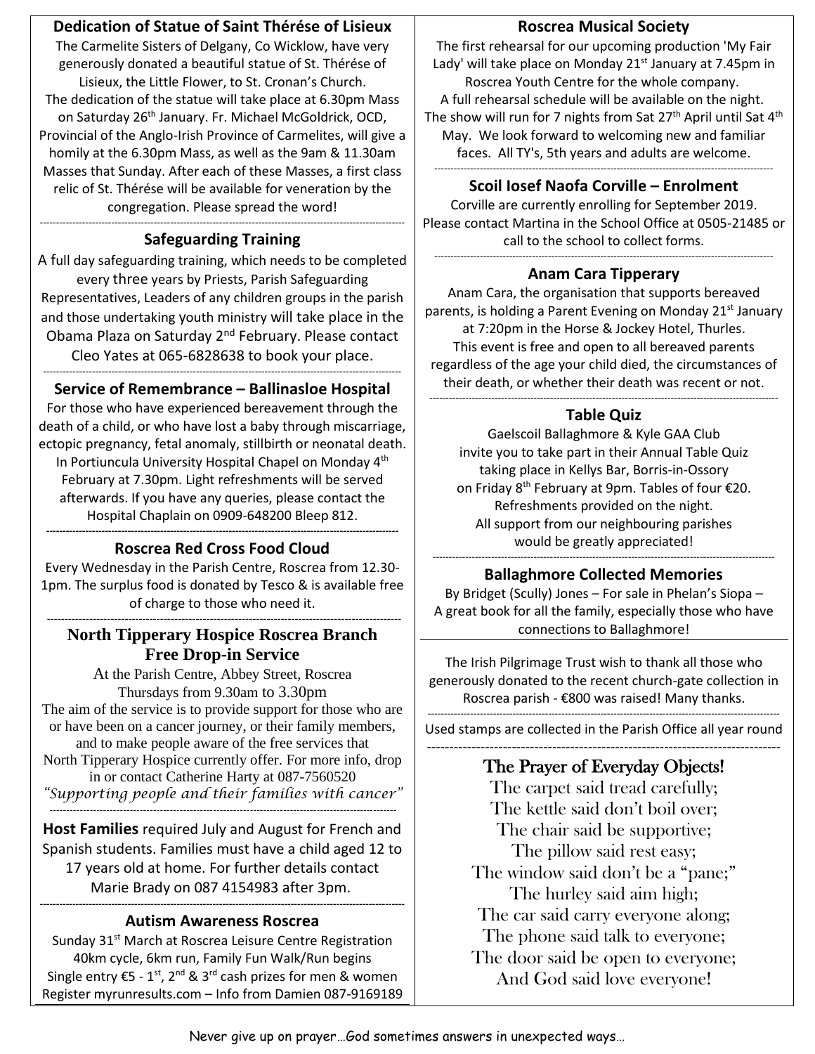### Dedication of Statue of Saint Thérése of Lisieux

The Carmelite Sisters of Delgany, Co Wicklow, have very generously donated a beautiful statue of St. Thérése of Lisieux, the Little Flower, to St. Cronan's Church. The dedication of the statue will take place at 6.30pm Mass on Saturday 26th January. Fr. Michael McGoldrick, OCD, Provincial of the Anglo-Irish Province of Carmelites, will give a homily at the 6.30pm Mass, as well as the 9am & 11.30am Masses that Sunday. After each of these Masses, a first class relic of St. Thérése will be available for veneration by the congregation. Please spread the word!

---

### Safeguarding Training

A full day safeguarding training, which needs to be completed every three years by Priests, Parish Safeguarding Representatives, Leaders of any children groups in the parish and those undertaking youth ministry will take place in the Obama Plaza on Saturday 2nd February. Please contact Cleo Yates at 065-6828638 to book your place.

---

### Service of Remembrance – Ballinasloe Hospital

For those who have experienced bereavement through the death of a child, or who have lost a baby through miscarriage, ectopic pregnancy, fetal anomaly, stillbirth or neonatal death. In Portiuncula University Hospital Chapel on Monday 4th February at 7.30pm. Light refreshments will be served afterwards. If you have any queries, please contact the Hospital Chaplain on 0909-648200 Bleep 812.

---

### Roscrea Red Cross Food Cloud

Every Wednesday in the Parish Centre, Roscrea from 12.30-1pm. The surplus food is donated by Tesco & is available free of charge to those who need it.

---

### North Tipperary Hospice Roscrea Branch Free Drop-in Service

At the Parish Centre, Abbey Street, Roscrea
Thursdays from 9.30am to 3.30pm

The aim of the service is to provide support for those who are or have been on a cancer journey, or their family members, and to make people aware of the free services that North Tipperary Hospice currently offer. For more info, drop in or contact Catherine Harty at 087-7560520

*"Supporting people and their families with cancer"*

---

**Host Families** required July and August for French and Spanish students. Families must have a child aged 12 to 17 years old at home. For further details contact Marie Brady on 087 4154983 after 3pm.

---

### Autism Awareness Roscrea

Sunday 31st March at Roscrea Leisure Centre Registration
40km cycle, 6km run, Family Fun Walk/Run begins
Single entry €5 - 1st, 2nd & 3rd cash prizes for men & women
Register myrunresults.com – Info from Damien 087-9169189

---

### Roscrea Musical Society

The first rehearsal for our upcoming production 'My Fair Lady' will take place on Monday 21st January at 7.45pm in Roscrea Youth Centre for the whole company. A full rehearsal schedule will be available on the night. The show will run for 7 nights from Sat 27th April until Sat 4th May. We look forward to welcoming new and familiar faces. All TY's, 5th years and adults are welcome.

---

### Scoil Iosef Naofa Corville – Enrolment

Corville are currently enrolling for September 2019. Please contact Martina in the School Office at 0505-21485 or call to the school to collect forms.

---

### Anam Cara Tipperary

Anam Cara, the organisation that supports bereaved parents, is holding a Parent Evening on Monday 21st January at 7:20pm in the Horse & Jockey Hotel, Thurles. This event is free and open to all bereaved parents regardless of the age your child died, the circumstances of their death, or whether their death was recent or not.

---

### Table Quiz

Gaelscoil Ballaghmore & Kyle GAA Club invite you to take part in their Annual Table Quiz taking place in Kellys Bar, Borris-in-Ossory on Friday 8th February at 9pm. Tables of four €20. Refreshments provided on the night. All support from our neighbouring parishes would be greatly appreciated!

---

### Ballaghmore Collected Memories

By Bridget (Scully) Jones – For sale in Phelan's Siopa – A great book for all the family, especially those who have connections to Ballaghmore!

---

The Irish Pilgrimage Trust wish to thank all those who generously donated to the recent church-gate collection in Roscrea parish - €800 was raised! Many thanks.

---

Used stamps are collected in the Parish Office all year round

---

### The Prayer of Everyday Objects!

The carpet said tread carefully;
The kettle said don't boil over;
The chair said be supportive;
The pillow said rest easy;
The window said don't be a "pane;"
The hurley said aim high;
The car said carry everyone along;
The phone said talk to everyone;
The door said be open to everyone;
And God said love everyone!

Never give up on prayer…God sometimes answers in unexpected ways…